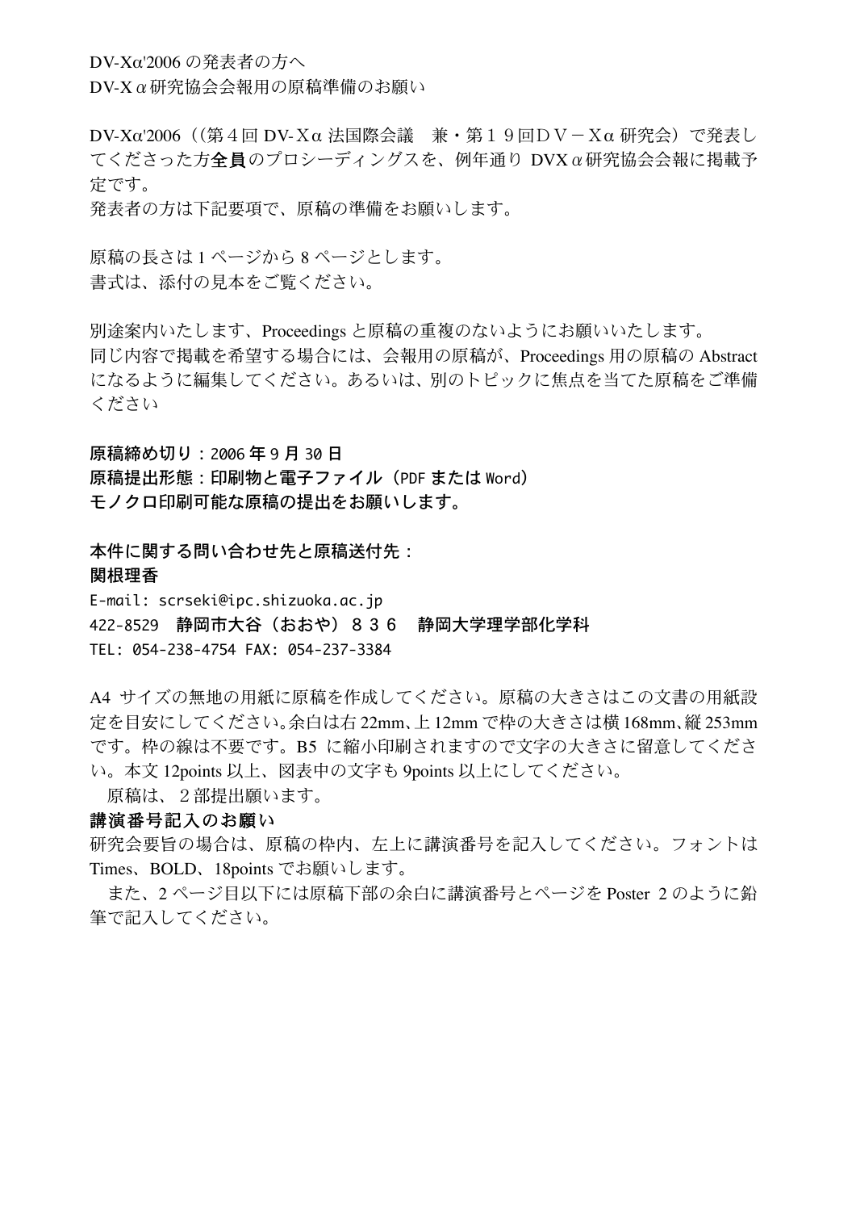DV-Xα'2006 の発表者の方へ
DV-X α研究協会会報用の原稿準備のお願い

DV-Xα'2006（(第４回 DV-Ｘα 法国際会議　兼・第１９回ＤＶ－Ｘα 研究会）で発表してくださった方**全員**のプロシーディングスを、例年通り DVX α研究協会会報に掲載予定です。
発表者の方は下記要項で、原稿の準備をお願いします。

原稿の長さは 1 ページから 8 ページとします。
書式は、添付の見本をご覧ください。

別途案内いたします、Proceedings と原稿の重複のないようにお願いいたします。
同じ内容で掲載を希望する場合には、会報用の原稿が、Proceedings 用の原稿の Abstract になるように編集してください。あるいは、別のトピックに焦点を当てた原稿をご準備ください

**原稿締め切り：2006 年 9 月 30 日**
**原稿提出形態：印刷物と電子ファイル（PDF または Word）**
**モノクロ印刷可能な原稿の提出をお願いします。**

**本件に関する問い合わせ先と原稿送付先：**
**関根理香**
E-mail: scrseki@ipc.shizuoka.ac.jp
422-8529　**静岡市大谷（おおや）８３６　静岡大学理学部化学科**
TEL: 054-238-4754 FAX: 054-237-3384

A4 サイズの無地の用紙に原稿を作成してください。原稿の大きさはこの文書の用紙設定を目安にしてください。余白は右 22mm、上 12mm で枠の大きさは横 168mm、縦 253mm です。枠の線は不要です。B5 に縮小印刷されますので文字の大きさに留意してください。本文 12points 以上、図表中の文字も 9points 以上にしてください。
　原稿は、２部提出願います。

**講演番号記入のお願い**
研究会要旨の場合は、原稿の枠内、左上に講演番号を記入してください。フォントは Times、BOLD、18points でお願いします。
　また、2 ページ目以下には原稿下部の余白に講演番号とページを Poster 2 のように鉛筆で記入してください。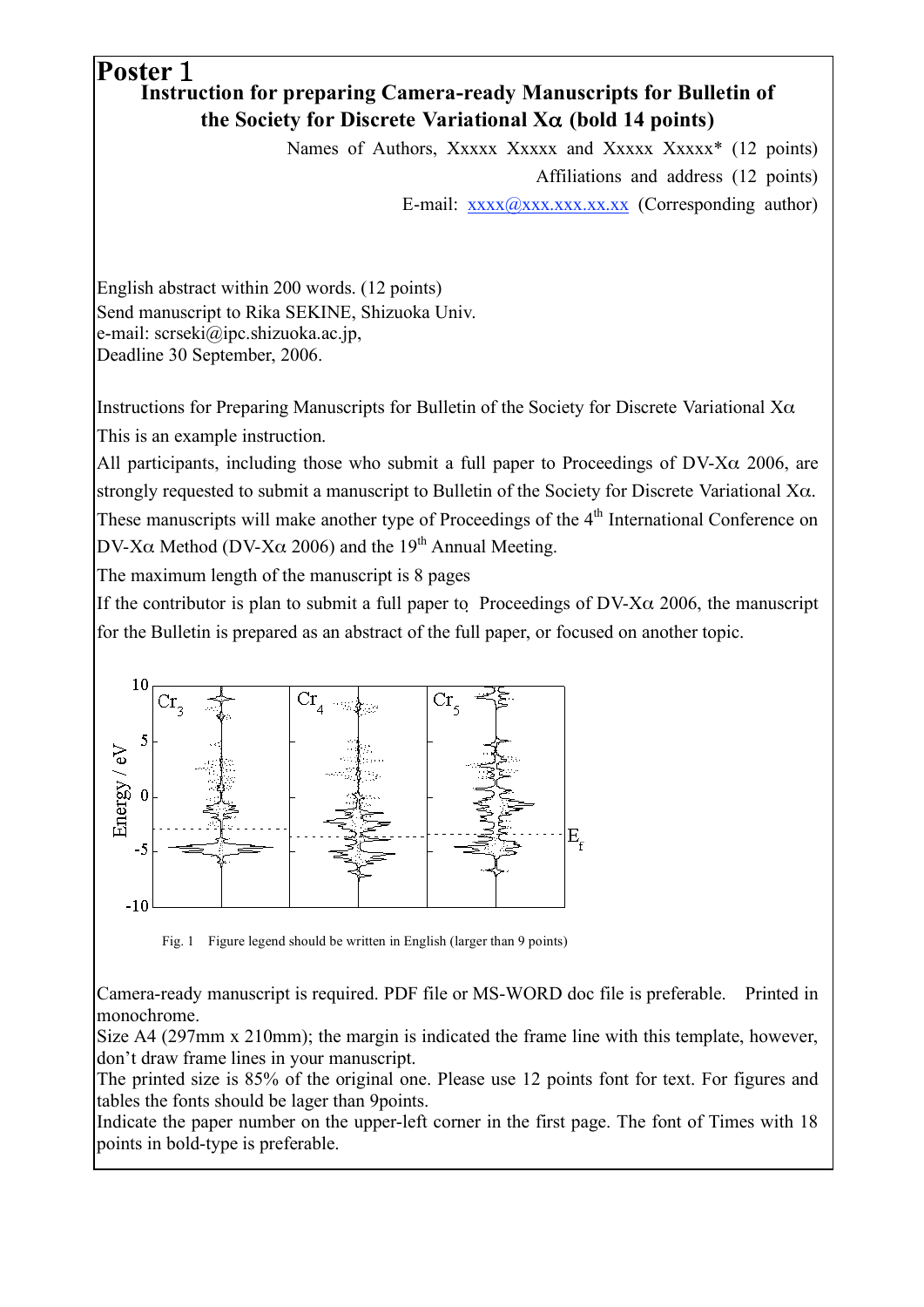**Poster 1**

# Instruction for preparing Camera-ready Manuscripts for Bulletin of the Society for Discrete Variational Xα (bold 14 points)

Names of Authors, Xxxxx Xxxxx and Xxxxx Xxxxx* (12 points)

Affiliations and address (12 points)

E-mail: xxxx@xxx.xxx.xx.xx (Corresponding author)

English abstract within 200 words. (12 points)
Send manuscript to Rika SEKINE, Shizuoka Univ.
e-mail: scrseki@ipc.shizuoka.ac.jp,
Deadline 30 September, 2006.

Instructions for Preparing Manuscripts for Bulletin of the Society for Discrete Variational Xα

This is an example instruction.

All participants, including those who submit a full paper to Proceedings of DV-Xα 2006, are strongly requested to submit a manuscript to Bulletin of the Society for Discrete Variational Xα. These manuscripts will make another type of Proceedings of the 4th International Conference on DV-Xα Method (DV-Xα 2006) and the 19th Annual Meeting.

The maximum length of the manuscript is 8 pages

If the contributor is plan to submit a full paper to Proceedings of DV-Xα 2006, the manuscript for the Bulletin is prepared as an abstract of the full paper, or focused on another topic.

Energy / eV
10
5
0
-5
-10
$Cr_3$
$Cr_4$
$Cr_5$
$E_f$

Fig. 1 Figure legend should be written in English (larger than 9 points)

Camera-ready manuscript is required. PDF file or MS-WORD doc file is preferable. Printed in monochrome.

Size A4 (297mm x 210mm); the margin is indicated the frame line with this template, however, don't draw frame lines in your manuscript.

The printed size is 85% of the original one. Please use 12 points font for text. For figures and tables the fonts should be lager than 9points.

Indicate the paper number on the upper-left corner in the first page. The font of Times with 18 points in bold-type is preferable.